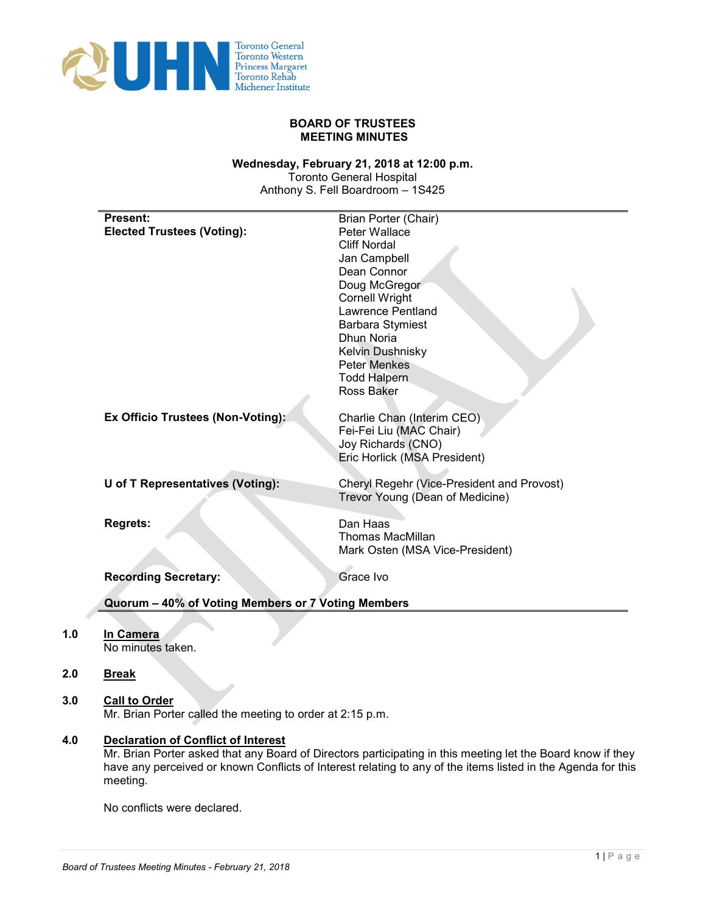# BOARD OF TRUSTEES
# MEETING MINUTES

**Wednesday, February 21, 2018 at 12:00 p.m.**
Toronto General Hospital
Anthony S. Fell Boardroom – 1S425

| | |
|---|---|
| **Present:** | Brian Porter (Chair) |
| **Elected Trustees (Voting):** | Peter Wallace |
| | Cliff Nordal |
| | Jan Campbell |
| | Dean Connor |
| | Doug McGregor |
| | Cornell Wright |
| | Lawrence Pentland |
| | Barbara Stymiest |
| | Dhun Noria |
| | Kelvin Dushnisky |
| | Peter Menkes |
| | Todd Halpern |
| | Ross Baker |
| **Ex Officio Trustees (Non-Voting):** | Charlie Chan (Interim CEO) |
| | Fei-Fei Liu (MAC Chair) |
| | Joy Richards (CNO) |
| | Eric Horlick (MSA President) |
| **U of T Representatives (Voting):** | Cheryl Regehr (Vice-President and Provost) |
| | Trevor Young (Dean of Medicine) |
| **Regrets:** | Dan Haas |
| | Thomas MacMillan |
| | Mark Osten (MSA Vice-President) |
| **Recording Secretary:** | Grace Ivo |

**Quorum – 40% of Voting Members or 7 Voting Members**

**1.0 In Camera**

No minutes taken.

**2.0 Break**

**3.0 Call to Order**

Mr. Brian Porter called the meeting to order at 2:15 p.m.

**4.0 Declaration of Conflict of Interest**

Mr. Brian Porter asked that any Board of Directors participating in this meeting let the Board know if they have any perceived or known Conflicts of Interest relating to any of the items listed in the Agenda for this meeting.

No conflicts were declared.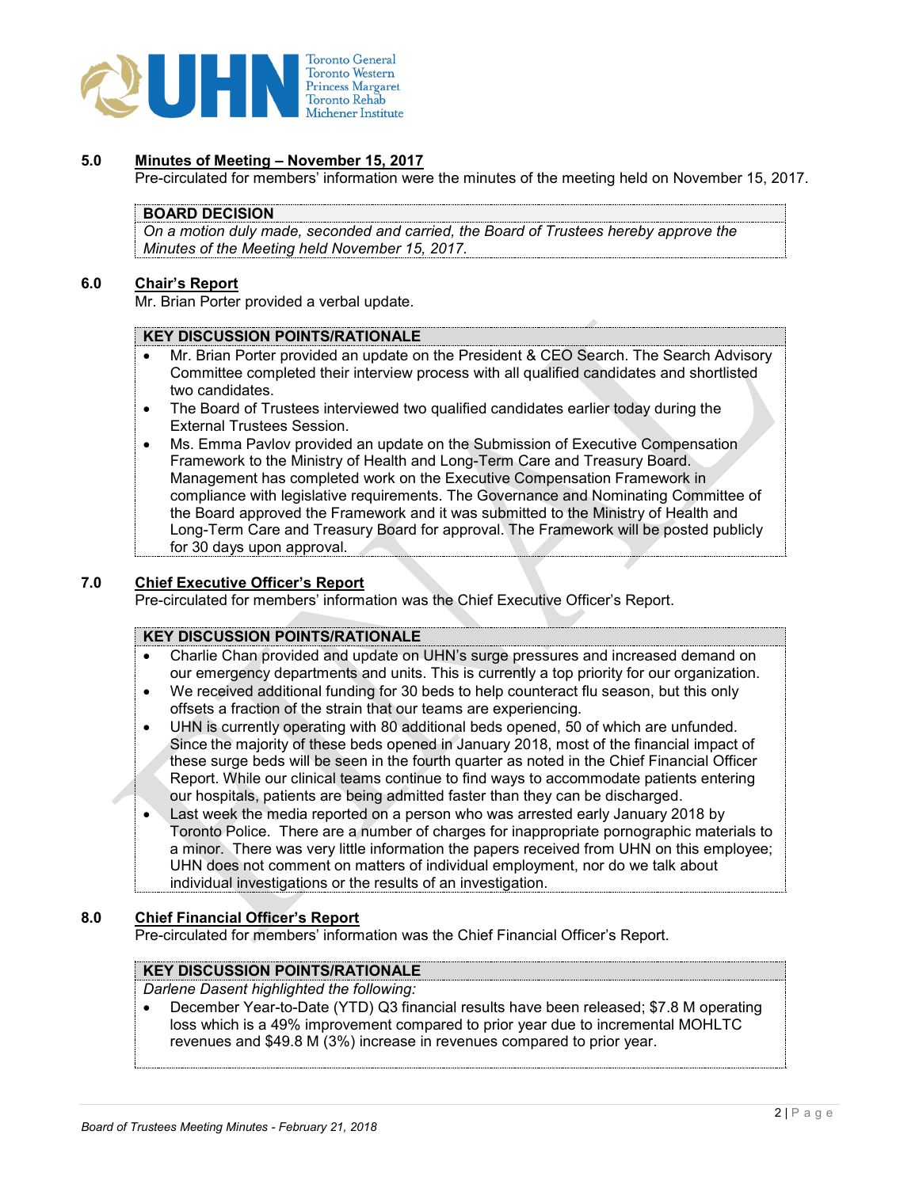## 5.0 Minutes of Meeting – November 15, 2017

Pre-circulated for members' information were the minutes of the meeting held on November 15, 2017.

**BOARD DECISION**

*On a motion duly made, seconded and carried, the Board of Trustees hereby approve the Minutes of the Meeting held November 15, 2017.*

## 6.0 Chair's Report

Mr. Brian Porter provided a verbal update.

**KEY DISCUSSION POINTS/RATIONALE**

- Mr. Brian Porter provided an update on the President & CEO Search. The Search Advisory Committee completed their interview process with all qualified candidates and shortlisted two candidates.
- The Board of Trustees interviewed two qualified candidates earlier today during the External Trustees Session.
- Ms. Emma Pavlov provided an update on the Submission of Executive Compensation Framework to the Ministry of Health and Long-Term Care and Treasury Board. Management has completed work on the Executive Compensation Framework in compliance with legislative requirements. The Governance and Nominating Committee of the Board approved the Framework and it was submitted to the Ministry of Health and Long-Term Care and Treasury Board for approval. The Framework will be posted publicly for 30 days upon approval.

## 7.0 Chief Executive Officer's Report

Pre-circulated for members' information was the Chief Executive Officer's Report.

**KEY DISCUSSION POINTS/RATIONALE**

- Charlie Chan provided and update on UHN's surge pressures and increased demand on our emergency departments and units. This is currently a top priority for our organization.
- We received additional funding for 30 beds to help counteract flu season, but this only offsets a fraction of the strain that our teams are experiencing.
- UHN is currently operating with 80 additional beds opened, 50 of which are unfunded. Since the majority of these beds opened in January 2018, most of the financial impact of these surge beds will be seen in the fourth quarter as noted in the Chief Financial Officer Report. While our clinical teams continue to find ways to accommodate patients entering our hospitals, patients are being admitted faster than they can be discharged.
- Last week the media reported on a person who was arrested early January 2018 by Toronto Police. There are a number of charges for inappropriate pornographic materials to a minor. There was very little information the papers received from UHN on this employee; UHN does not comment on matters of individual employment, nor do we talk about individual investigations or the results of an investigation.

## 8.0 Chief Financial Officer's Report

Pre-circulated for members' information was the Chief Financial Officer's Report.

**KEY DISCUSSION POINTS/RATIONALE**

*Darlene Dasent highlighted the following:*

- December Year-to-Date (YTD) Q3 financial results have been released; $7.8 M operating loss which is a 49% improvement compared to prior year due to incremental MOHLTC revenues and $49.8 M (3%) increase in revenues compared to prior year.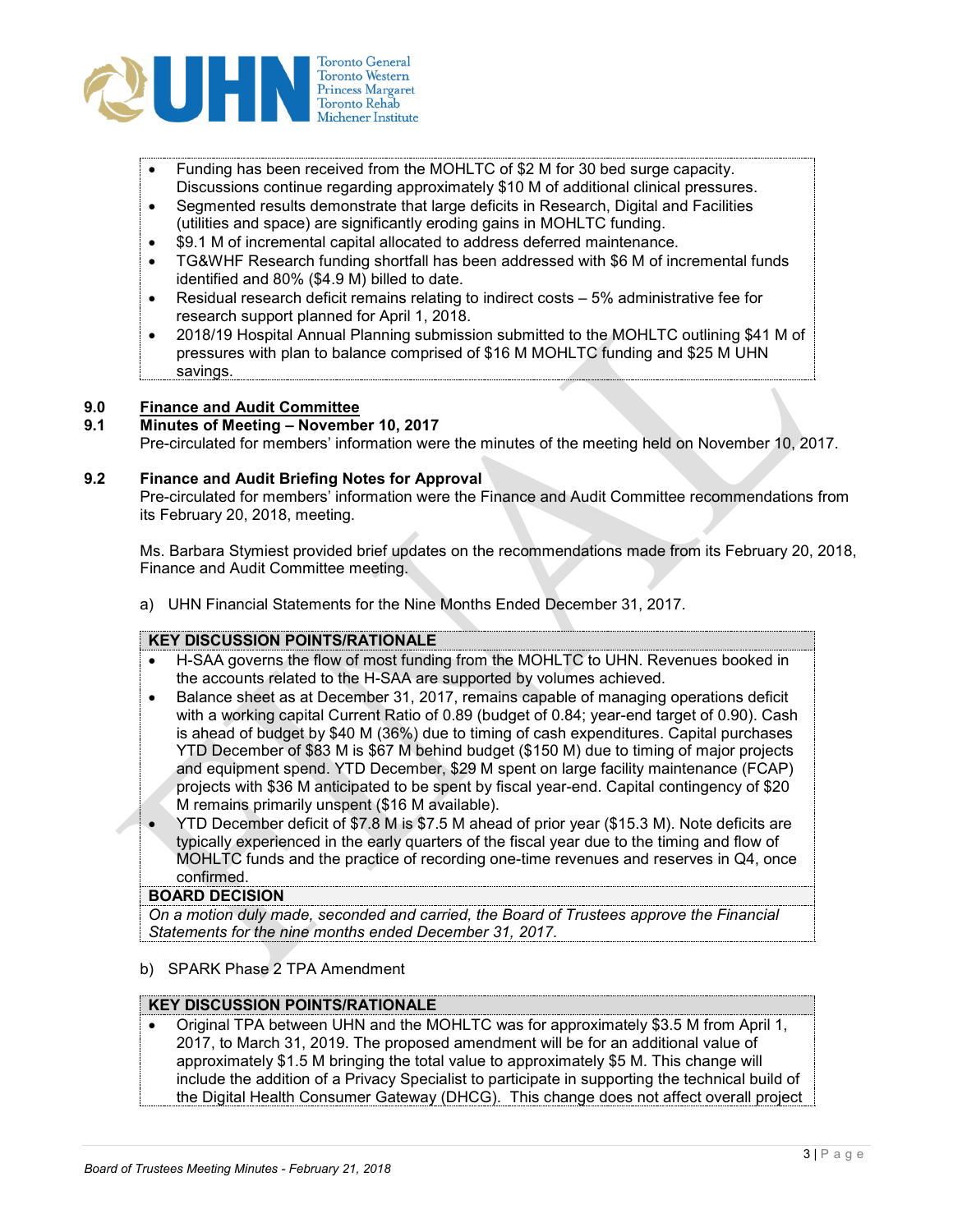- Funding has been received from the MOHLTC of $2 M for 30 bed surge capacity. Discussions continue regarding approximately $10 M of additional clinical pressures.
- Segmented results demonstrate that large deficits in Research, Digital and Facilities (utilities and space) are significantly eroding gains in MOHLTC funding.
- $9.1 M of incremental capital allocated to address deferred maintenance.
- TG&WHF Research funding shortfall has been addressed with $6 M of incremental funds identified and 80% ($4.9 M) billed to date.
- Residual research deficit remains relating to indirect costs – 5% administrative fee for research support planned for April 1, 2018.
- 2018/19 Hospital Annual Planning submission submitted to the MOHLTC outlining $41 M of pressures with plan to balance comprised of $16 M MOHLTC funding and $25 M UHN savings.

## 9.0 Finance and Audit Committee

### 9.1 Minutes of Meeting – November 10, 2017

Pre-circulated for members' information were the minutes of the meeting held on November 10, 2017.

### 9.2 Finance and Audit Briefing Notes for Approval

Pre-circulated for members' information were the Finance and Audit Committee recommendations from its February 20, 2018, meeting.

Ms. Barbara Stymiest provided brief updates on the recommendations made from its February 20, 2018, Finance and Audit Committee meeting.

a) UHN Financial Statements for the Nine Months Ended December 31, 2017.

**KEY DISCUSSION POINTS/RATIONALE**

- H-SAA governs the flow of most funding from the MOHLTC to UHN. Revenues booked in the accounts related to the H-SAA are supported by volumes achieved.
- Balance sheet as at December 31, 2017, remains capable of managing operations deficit with a working capital Current Ratio of 0.89 (budget of 0.84; year-end target of 0.90). Cash is ahead of budget by $40 M (36%) due to timing of cash expenditures. Capital purchases YTD December of $83 M is $67 M behind budget ($150 M) due to timing of major projects and equipment spend. YTD December, $29 M spent on large facility maintenance (FCAP) projects with $36 M anticipated to be spent by fiscal year-end. Capital contingency of $20 M remains primarily unspent ($16 M available).
- YTD December deficit of $7.8 M is $7.5 M ahead of prior year ($15.3 M). Note deficits are typically experienced in the early quarters of the fiscal year due to the timing and flow of MOHLTC funds and the practice of recording one-time revenues and reserves in Q4, once confirmed.

**BOARD DECISION**

*On a motion duly made, seconded and carried, the Board of Trustees approve the Financial Statements for the nine months ended December 31, 2017.*

b) SPARK Phase 2 TPA Amendment

**KEY DISCUSSION POINTS/RATIONALE**

- Original TPA between UHN and the MOHLTC was for approximately $3.5 M from April 1, 2017, to March 31, 2019. The proposed amendment will be for an additional value of approximately $1.5 M bringing the total value to approximately $5 M. This change will include the addition of a Privacy Specialist to participate in supporting the technical build of the Digital Health Consumer Gateway (DHCG). This change does not affect overall project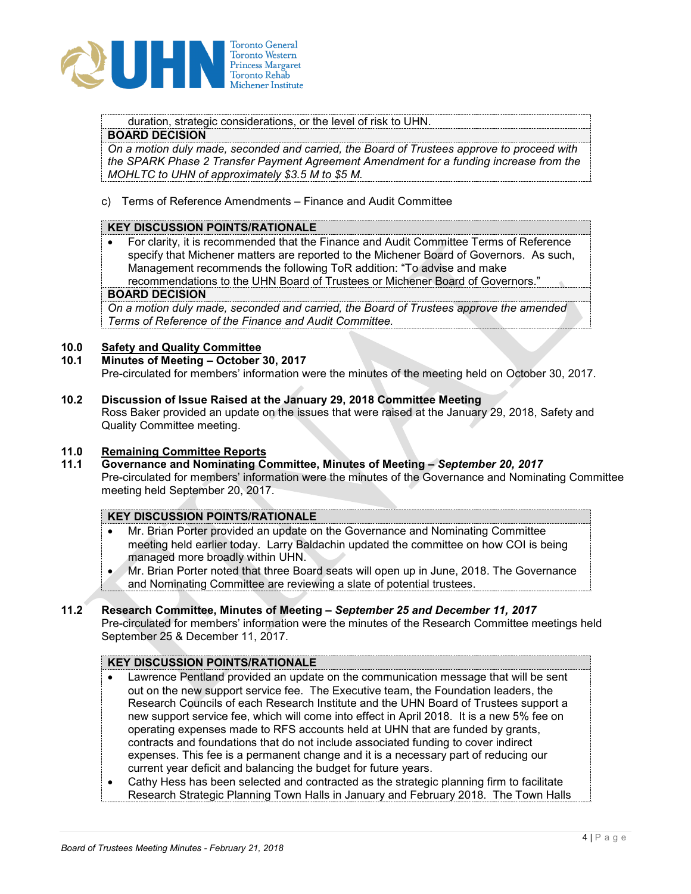duration, strategic considerations, or the level of risk to UHN.

**BOARD DECISION**

*On a motion duly made, seconded and carried, the Board of Trustees approve to proceed with the SPARK Phase 2 Transfer Payment Agreement Amendment for a funding increase from the MOHLTC to UHN of approximately $3.5 M to $5 M.*

c) Terms of Reference Amendments – Finance and Audit Committee

**KEY DISCUSSION POINTS/RATIONALE**

- For clarity, it is recommended that the Finance and Audit Committee Terms of Reference specify that Michener matters are reported to the Michener Board of Governors. As such, Management recommends the following ToR addition: "To advise and make recommendations to the UHN Board of Trustees or Michener Board of Governors."

**BOARD DECISION**

*On a motion duly made, seconded and carried, the Board of Trustees approve the amended Terms of Reference of the Finance and Audit Committee.*

## 10.0 Safety and Quality Committee

### 10.1 Minutes of Meeting – October 30, 2017

Pre-circulated for members' information were the minutes of the meeting held on October 30, 2017.

### 10.2 Discussion of Issue Raised at the January 29, 2018 Committee Meeting

Ross Baker provided an update on the issues that were raised at the January 29, 2018, Safety and Quality Committee meeting.

## 11.0 Remaining Committee Reports

### 11.1 Governance and Nominating Committee, Minutes of Meeting – *September 20, 2017*

Pre-circulated for members' information were the minutes of the Governance and Nominating Committee meeting held September 20, 2017.

**KEY DISCUSSION POINTS/RATIONALE**

- Mr. Brian Porter provided an update on the Governance and Nominating Committee meeting held earlier today. Larry Baldachin updated the committee on how COI is being managed more broadly within UHN.
- Mr. Brian Porter noted that three Board seats will open up in June, 2018. The Governance and Nominating Committee are reviewing a slate of potential trustees.

### 11.2 Research Committee, Minutes of Meeting – *September 25 and December 11, 2017*

Pre-circulated for members' information were the minutes of the Research Committee meetings held September 25 & December 11, 2017.

**KEY DISCUSSION POINTS/RATIONALE**

- Lawrence Pentland provided an update on the communication message that will be sent out on the new support service fee. The Executive team, the Foundation leaders, the Research Councils of each Research Institute and the UHN Board of Trustees support a new support service fee, which will come into effect in April 2018. It is a new 5% fee on operating expenses made to RFS accounts held at UHN that are funded by grants, contracts and foundations that do not include associated funding to cover indirect expenses. This fee is a permanent change and it is a necessary part of reducing our current year deficit and balancing the budget for future years.
- Cathy Hess has been selected and contracted as the strategic planning firm to facilitate Research Strategic Planning Town Halls in January and February 2018. The Town Halls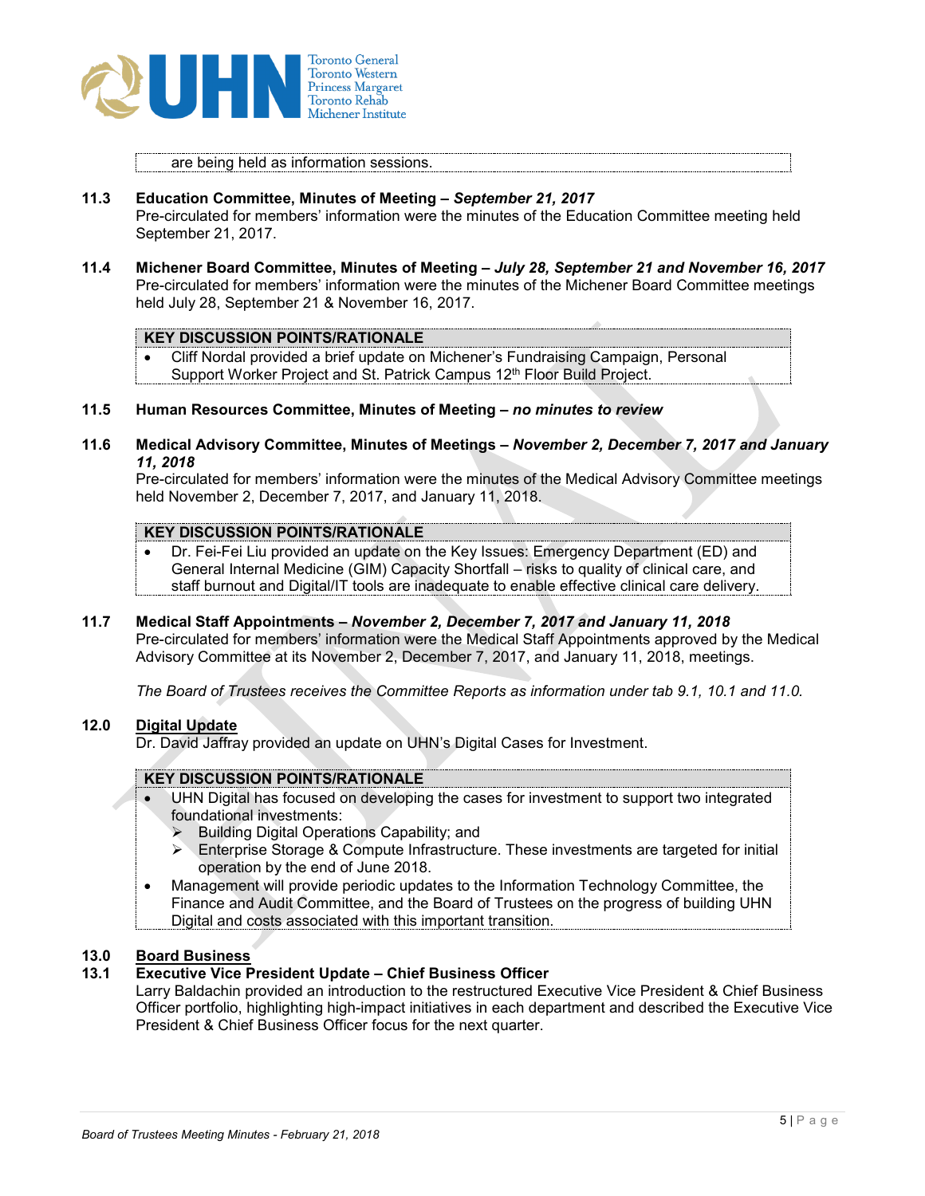are being held as information sessions.

**11.3 Education Committee, Minutes of Meeting – *September 21, 2017***

Pre-circulated for members' information were the minutes of the Education Committee meeting held September 21, 2017.

**11.4 Michener Board Committee, Minutes of Meeting – *July 28, September 21 and November 16, 2017***

Pre-circulated for members' information were the minutes of the Michener Board Committee meetings held July 28, September 21 & November 16, 2017.

**KEY DISCUSSION POINTS/RATIONALE**

- Cliff Nordal provided a brief update on Michener's Fundraising Campaign, Personal Support Worker Project and St. Patrick Campus 12th Floor Build Project.

**11.5 Human Resources Committee, Minutes of Meeting – *no minutes to review***

**11.6 Medical Advisory Committee, Minutes of Meetings – *November 2, December 7, 2017 and January 11, 2018***

Pre-circulated for members' information were the minutes of the Medical Advisory Committee meetings held November 2, December 7, 2017, and January 11, 2018.

**KEY DISCUSSION POINTS/RATIONALE**

- Dr. Fei-Fei Liu provided an update on the Key Issues: Emergency Department (ED) and General Internal Medicine (GIM) Capacity Shortfall – risks to quality of clinical care, and staff burnout and Digital/IT tools are inadequate to enable effective clinical care delivery.

**11.7 Medical Staff Appointments – *November 2, December 7, 2017 and January 11, 2018***

Pre-circulated for members' information were the Medical Staff Appointments approved by the Medical Advisory Committee at its November 2, December 7, 2017, and January 11, 2018, meetings.

*The Board of Trustees receives the Committee Reports as information under tab 9.1, 10.1 and 11.0.*

## 12.0 Digital Update

Dr. David Jaffray provided an update on UHN's Digital Cases for Investment.

**KEY DISCUSSION POINTS/RATIONALE**

- UHN Digital has focused on developing the cases for investment to support two integrated foundational investments:
  - Building Digital Operations Capability; and
  - Enterprise Storage & Compute Infrastructure. These investments are targeted for initial operation by the end of June 2018.
- Management will provide periodic updates to the Information Technology Committee, the Finance and Audit Committee, and the Board of Trustees on the progress of building UHN Digital and costs associated with this important transition.

## 13.0 Board Business

**13.1 Executive Vice President Update – Chief Business Officer**

Larry Baldachin provided an introduction to the restructured Executive Vice President & Chief Business Officer portfolio, highlighting high-impact initiatives in each department and described the Executive Vice President & Chief Business Officer focus for the next quarter.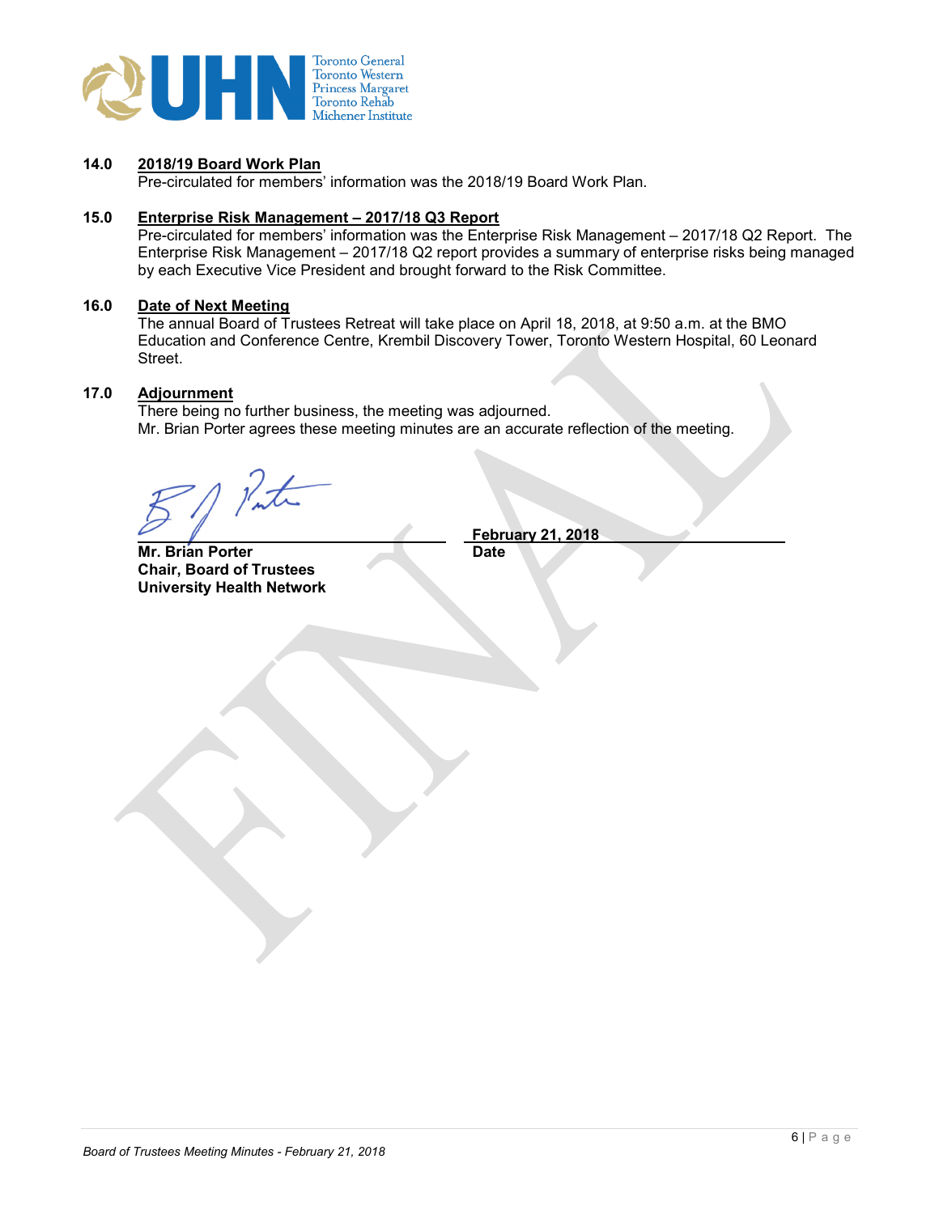**14.0 2018/19 Board Work Plan**

Pre-circulated for members' information was the 2018/19 Board Work Plan.

**15.0 Enterprise Risk Management – 2017/18 Q3 Report**

Pre-circulated for members' information was the Enterprise Risk Management – 2017/18 Q2 Report. The Enterprise Risk Management – 2017/18 Q2 report provides a summary of enterprise risks being managed by each Executive Vice President and brought forward to the Risk Committee.

**16.0 Date of Next Meeting**

The annual Board of Trustees Retreat will take place on April 18, 2018, at 9:50 a.m. at the BMO Education and Conference Centre, Krembil Discovery Tower, Toronto Western Hospital, 60 Leonard Street.

**17.0 Adjournment**

There being no further business, the meeting was adjourned.
Mr. Brian Porter agrees these meeting minutes are an accurate reflection of the meeting.

**Mr. Brian Porter**
**Chair, Board of Trustees**
**University Health Network**

**February 21, 2018**
**Date**